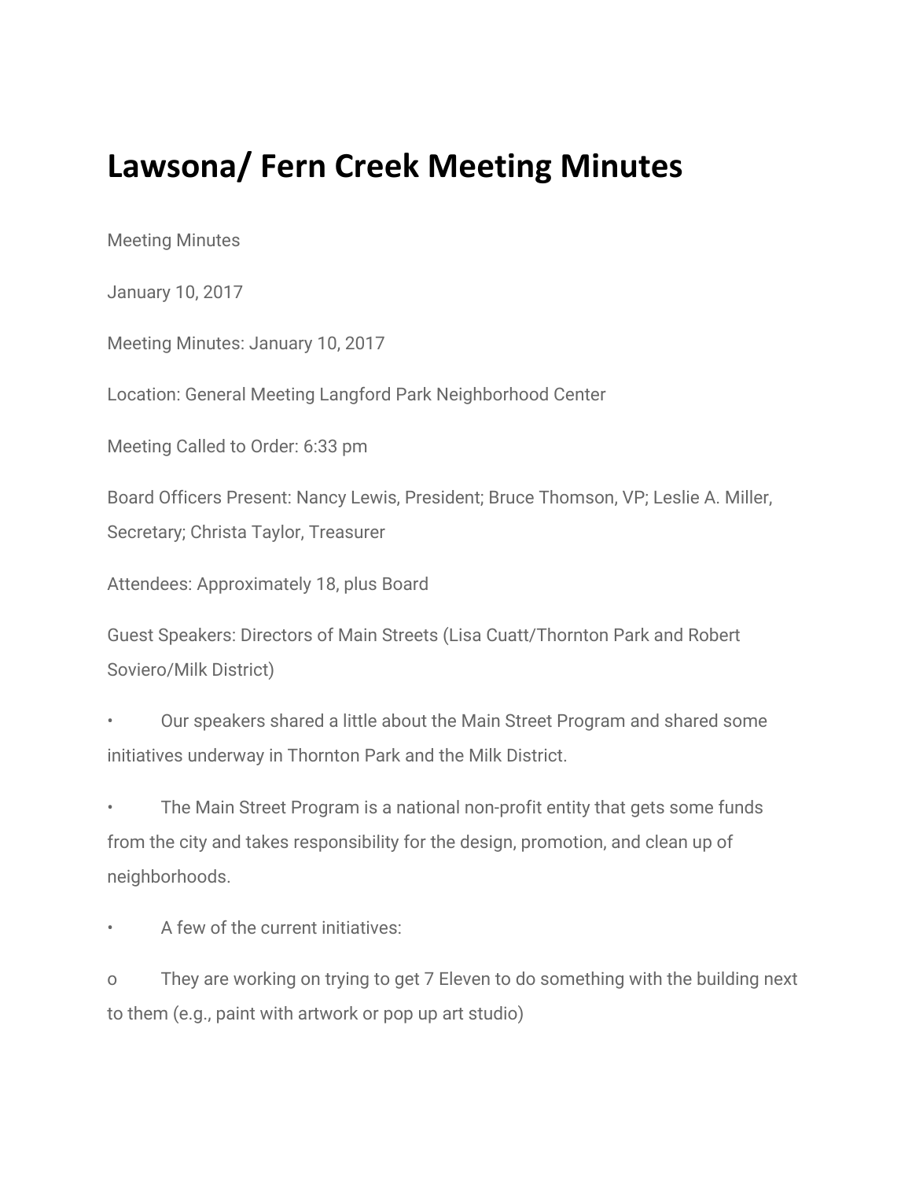# Lawsona/ Fern Creek Meeting Minutes

Meeting Minutes

January 10, 2017

Meeting Minutes: January 10, 2017

Location: General Meeting Langford Park Neighborhood Center

Meeting Called to Order: 6:33 pm

Board Officers Present: Nancy Lewis, President; Bruce Thomson, VP; Leslie A. Miller, Secretary; Christa Taylor, Treasurer

Attendees: Approximately 18, plus Board

Guest Speakers: Directors of Main Streets (Lisa Cuatt/Thornton Park and Robert Soviero/Milk District)

- Our speakers shared a little about the Main Street Program and shared some initiatives underway in Thornton Park and the Milk District.
- The Main Street Program is a national non-profit entity that gets some funds from the city and takes responsibility for the design, promotion, and clean up of neighborhoods.
- A few of the current initiatives:
  - They are working on trying to get 7 Eleven to do something with the building next to them (e.g., paint with artwork or pop up art studio)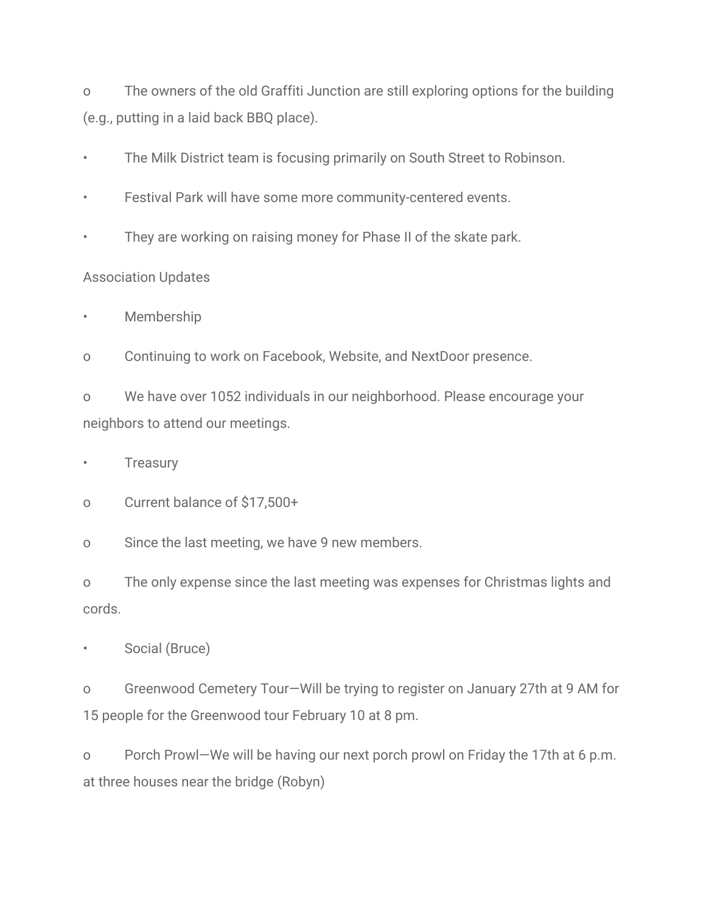- The owners of the old Graffiti Junction are still exploring options for the building (e.g., putting in a laid back BBQ place).

- The Milk District team is focusing primarily on South Street to Robinson.
- Festival Park will have some more community-centered events.
- They are working on raising money for Phase II of the skate park.

Association Updates

- Membership
  - Continuing to work on Facebook, Website, and NextDoor presence.
  - We have over 1052 individuals in our neighborhood. Please encourage your neighbors to attend our meetings.
- Treasury
  - Current balance of $17,500+
  - Since the last meeting, we have 9 new members.
  - The only expense since the last meeting was expenses for Christmas lights and cords.
- Social (Bruce)
  - Greenwood Cemetery Tour—Will be trying to register on January 27th at 9 AM for 15 people for the Greenwood tour February 10 at 8 pm.
  - Porch Prowl—We will be having our next porch prowl on Friday the 17th at 6 p.m. at three houses near the bridge (Robyn)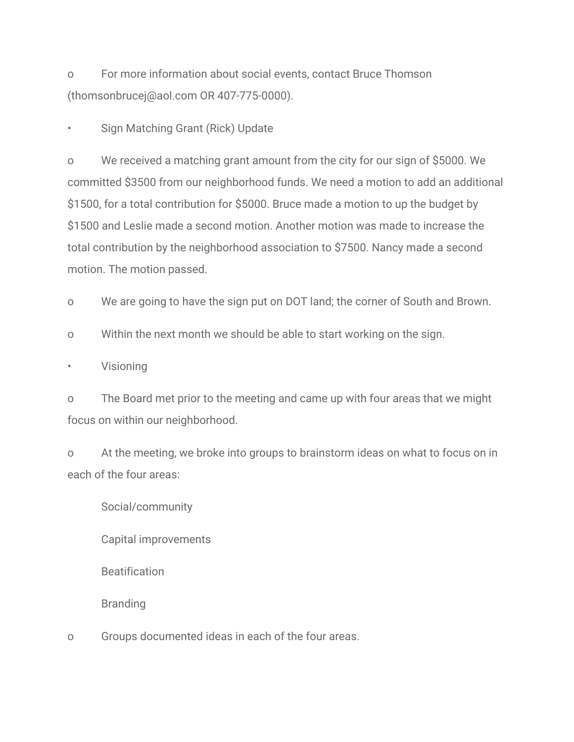- For more information about social events, contact Bruce Thomson (thomsonbrucej@aol.com OR 407-775-0000).

- Sign Matching Grant (Rick) Update
  - We received a matching grant amount from the city for our sign of $5000. We committed $3500 from our neighborhood funds. We need a motion to add an additional $1500, for a total contribution for $5000. Bruce made a motion to up the budget by $1500 and Leslie made a second motion. Another motion was made to increase the total contribution by the neighborhood association to $7500. Nancy made a second motion. The motion passed.
  - We are going to have the sign put on DOT land; the corner of South and Brown.
  - Within the next month we should be able to start working on the sign.

- Visioning
  - The Board met prior to the meeting and came up with four areas that we might focus on within our neighborhood.
  - At the meeting, we broke into groups to brainstorm ideas on what to focus on in each of the four areas:
    - Social/community
    - Capital improvements
    - Beatification
    - Branding
  - Groups documented ideas in each of the four areas.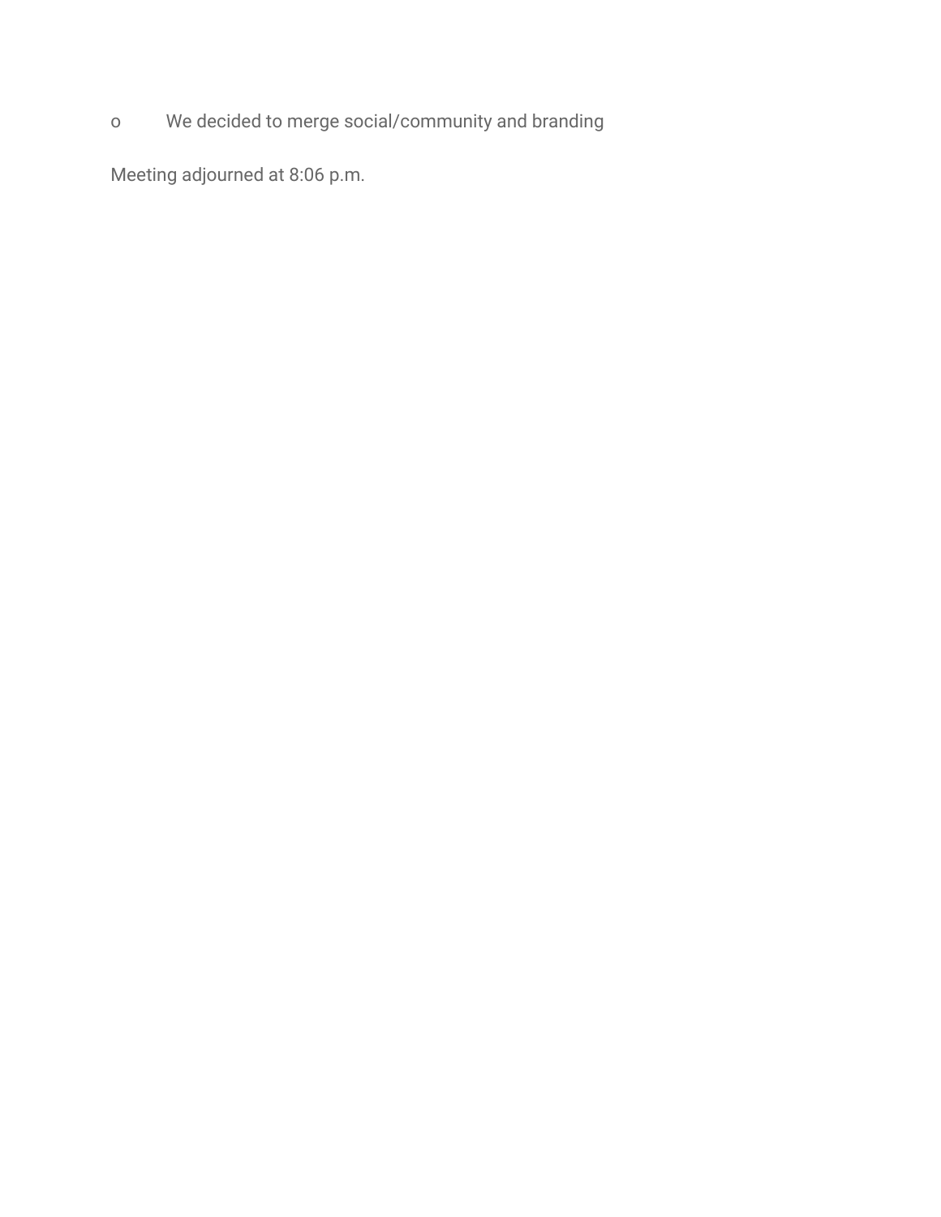- We decided to merge social/community and branding

Meeting adjourned at 8:06 p.m.